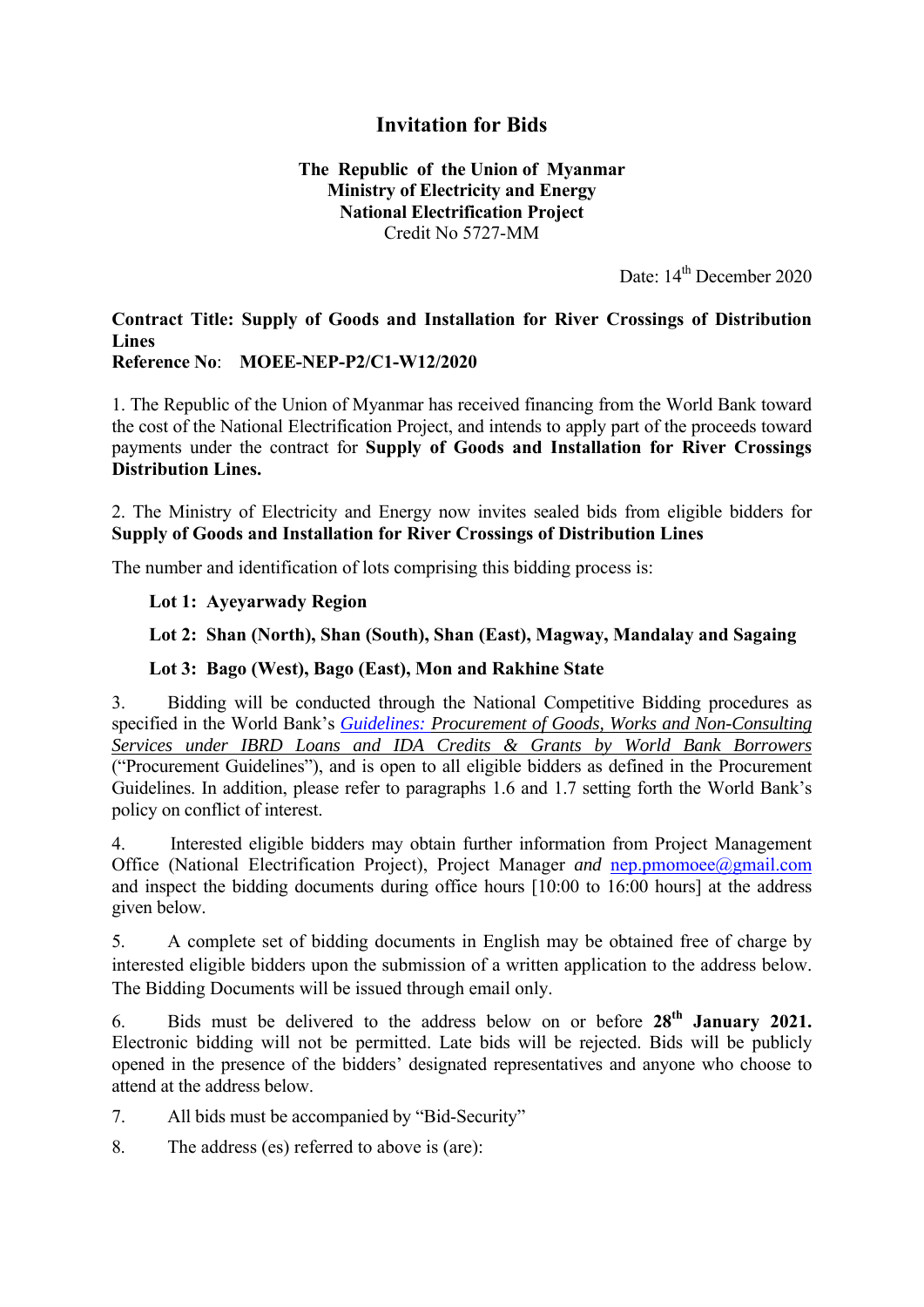# Invitation for Bids

**The Republic of the Union of Myanmar**
**Ministry of Electricity and Energy**
**National Electrification Project**
Credit No 5727-MM

Date: 14th December 2020

**Contract Title: Supply of Goods and Installation for River Crossings of Distribution Lines**
**Reference No**: **MOEE-NEP-P2/C1-W12/2020**

1. The Republic of the Union of Myanmar has received financing from the World Bank toward the cost of the National Electrification Project, and intends to apply part of the proceeds toward payments under the contract for **Supply of Goods and Installation for River Crossings Distribution Lines.**

2. The Ministry of Electricity and Energy now invites sealed bids from eligible bidders for **Supply of Goods and Installation for River Crossings of Distribution Lines**

The number and identification of lots comprising this bidding process is:

**Lot 1: Ayeyarwady Region**

**Lot 2: Shan (North), Shan (South), Shan (East), Magway, Mandalay and Sagaing**

**Lot 3: Bago (West), Bago (East), Mon and Rakhine State**

3. Bidding will be conducted through the National Competitive Bidding procedures as specified in the World Bank's *Guidelines: Procurement of Goods, Works and Non-Consulting Services under IBRD Loans and IDA Credits & Grants by World Bank Borrowers* ("Procurement Guidelines"), and is open to all eligible bidders as defined in the Procurement Guidelines. In addition, please refer to paragraphs 1.6 and 1.7 setting forth the World Bank's policy on conflict of interest.

4. Interested eligible bidders may obtain further information from Project Management Office (National Electrification Project), Project Manager *and* nep.pmomoee@gmail.com and inspect the bidding documents during office hours [10:00 to 16:00 hours] at the address given below.

5. A complete set of bidding documents in English may be obtained free of charge by interested eligible bidders upon the submission of a written application to the address below. The Bidding Documents will be issued through email only.

6. Bids must be delivered to the address below on or before **28th January 2021.** Electronic bidding will not be permitted. Late bids will be rejected. Bids will be publicly opened in the presence of the bidders' designated representatives and anyone who choose to attend at the address below.

7. All bids must be accompanied by "Bid-Security"

8. The address (es) referred to above is (are):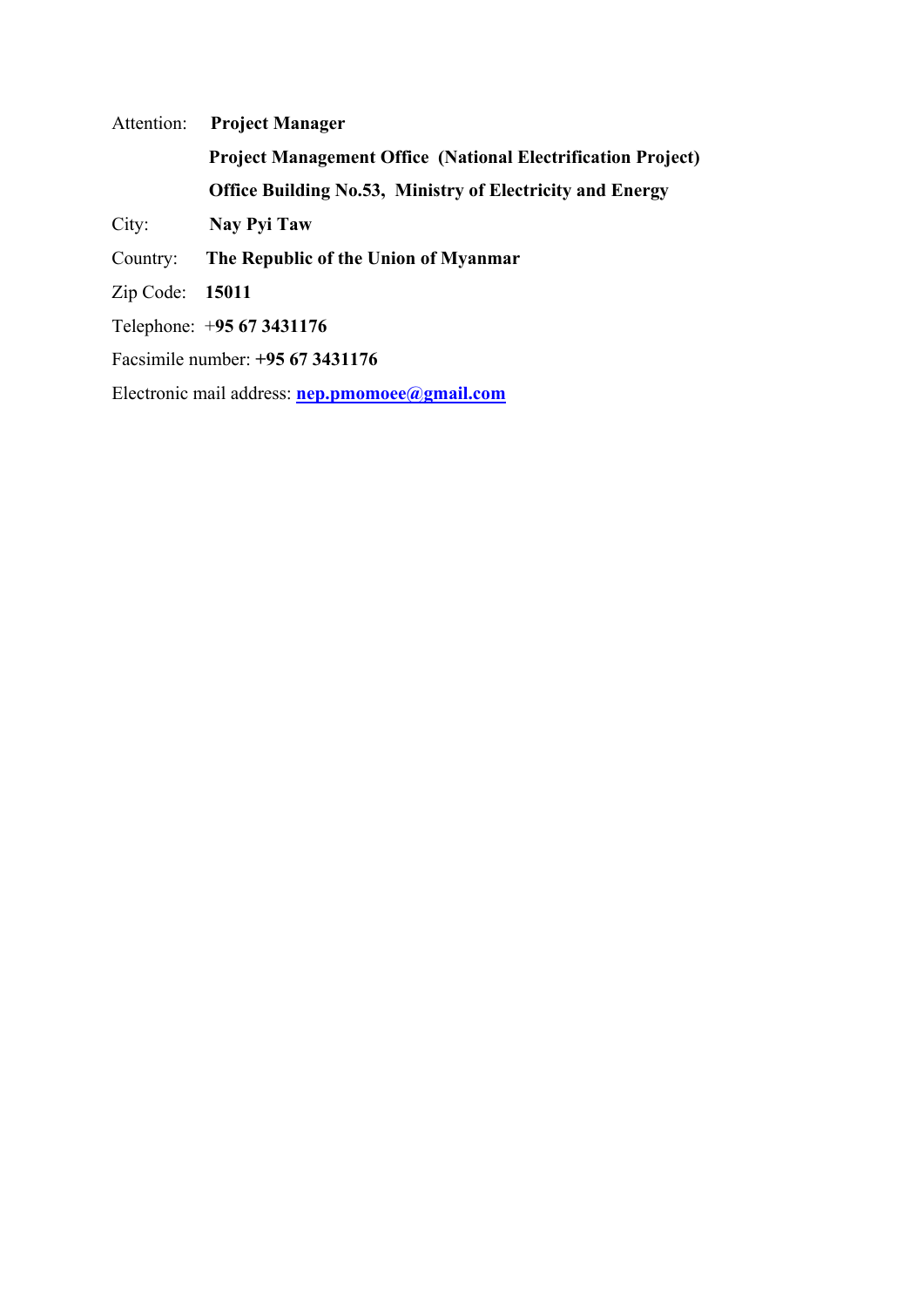Attention: **Project Manager**

**Project Management Office (National Electrification Project)**

**Office Building No.53, Ministry of Electricity and Energy**

City: **Nay Pyi Taw**

Country: **The Republic of the Union of Myanmar**

Zip Code: **15011**

Telephone: +**95 67 3431176**

Facsimile number: **+95 67 3431176**

Electronic mail address: **nep.pmomoee@gmail.com**